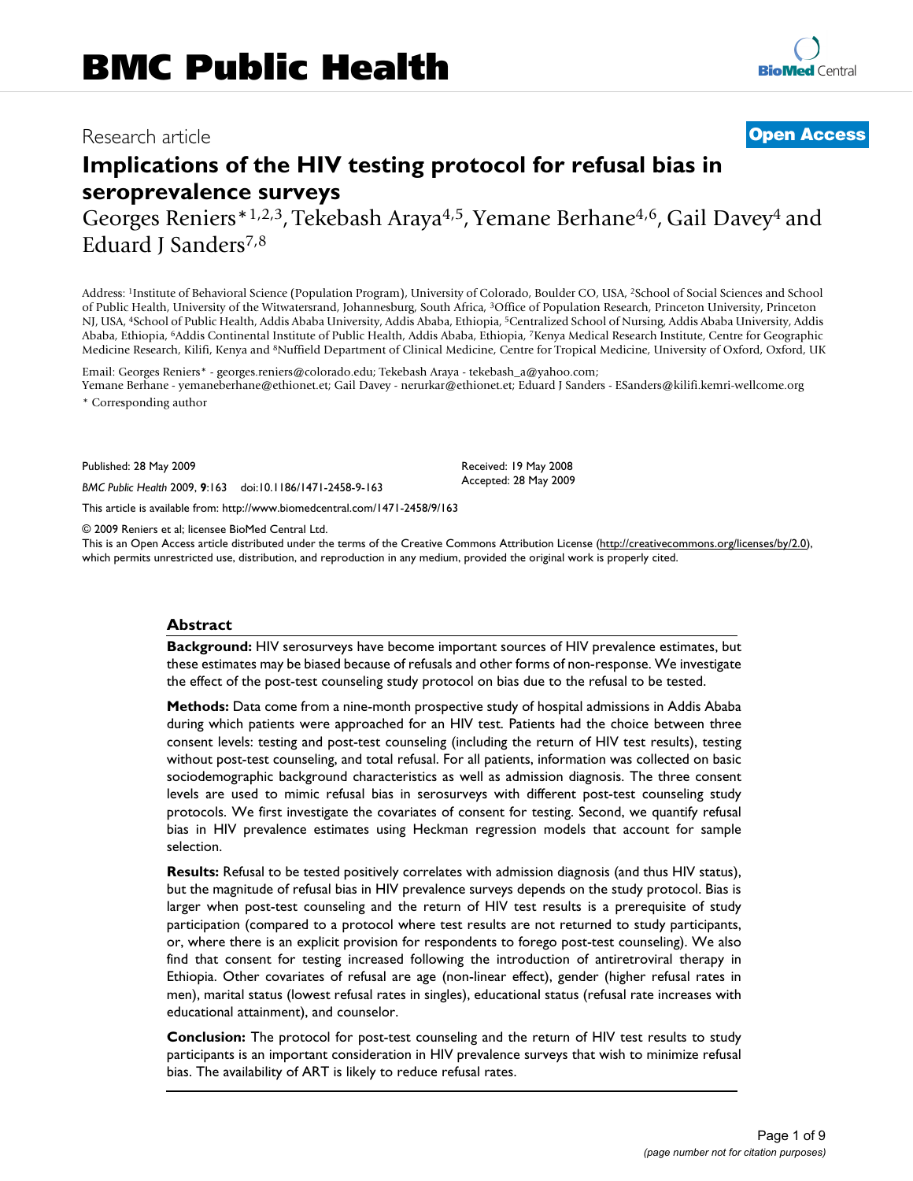Research article

**Open Access**

# Implications of the HIV testing protocol for refusal bias in seroprevalence surveys

Georges Reniers*[1,2,3], Tekebash Araya[4,5], Yemane Berhane[4,6], Gail Davey[4] and Eduard J Sanders[7,8]

Address: [1]Institute of Behavioral Science (Population Program), University of Colorado, Boulder CO, USA, [2]School of Social Sciences and School of Public Health, University of the Witwatersrand, Johannesburg, South Africa, [3]Office of Population Research, Princeton University, Princeton NJ, USA, [4]School of Public Health, Addis Ababa University, Addis Ababa, Ethiopia, [5]Centralized School of Nursing, Addis Ababa University, Addis Ababa, Ethiopia, [6]Addis Continental Institute of Public Health, Addis Ababa, Ethiopia, [7]Kenya Medical Research Institute, Centre for Geographic Medicine Research, Kilifi, Kenya and [8]Nuffield Department of Clinical Medicine, Centre for Tropical Medicine, University of Oxford, Oxford, UK

Email: Georges Reniers* - georges.reniers@colorado.edu; Tekebash Araya - tekebash_a@yahoo.com; Yemane Berhane - yemaneberhane@ethionet.et; Gail Davey - nerurkar@ethionet.et; Eduard J Sanders - ESanders@kilifi.kemri-wellcome.org

\* Corresponding author

Published: 28 May 2009

*BMC Public Health* 2009, **9**:163 doi:10.1186/1471-2458-9-163

Received: 19 May 2008
Accepted: 28 May 2009

This article is available from: http://www.biomedcentral.com/1471-2458/9/163

© 2009 Reniers et al; licensee BioMed Central Ltd.
This is an Open Access article distributed under the terms of the Creative Commons Attribution License (http://creativecommons.org/licenses/by/2.0), which permits unrestricted use, distribution, and reproduction in any medium, provided the original work is properly cited.

## Abstract

**Background:** HIV serosurveys have become important sources of HIV prevalence estimates, but these estimates may be biased because of refusals and other forms of non-response. We investigate the effect of the post-test counseling study protocol on bias due to the refusal to be tested.

**Methods:** Data come from a nine-month prospective study of hospital admissions in Addis Ababa during which patients were approached for an HIV test. Patients had the choice between three consent levels: testing and post-test counseling (including the return of HIV test results), testing without post-test counseling, and total refusal. For all patients, information was collected on basic sociodemographic background characteristics as well as admission diagnosis. The three consent levels are used to mimic refusal bias in serosurveys with different post-test counseling study protocols. We first investigate the covariates of consent for testing. Second, we quantify refusal bias in HIV prevalence estimates using Heckman regression models that account for sample selection.

**Results:** Refusal to be tested positively correlates with admission diagnosis (and thus HIV status), but the magnitude of refusal bias in HIV prevalence surveys depends on the study protocol. Bias is larger when post-test counseling and the return of HIV test results is a prerequisite of study participation (compared to a protocol where test results are not returned to study participants, or, where there is an explicit provision for respondents to forego post-test counseling). We also find that consent for testing increased following the introduction of antiretroviral therapy in Ethiopia. Other covariates of refusal are age (non-linear effect), gender (higher refusal rates in men), marital status (lowest refusal rates in singles), educational status (refusal rate increases with educational attainment), and counselor.

**Conclusion:** The protocol for post-test counseling and the return of HIV test results to study participants is an important consideration in HIV prevalence surveys that wish to minimize refusal bias. The availability of ART is likely to reduce refusal rates.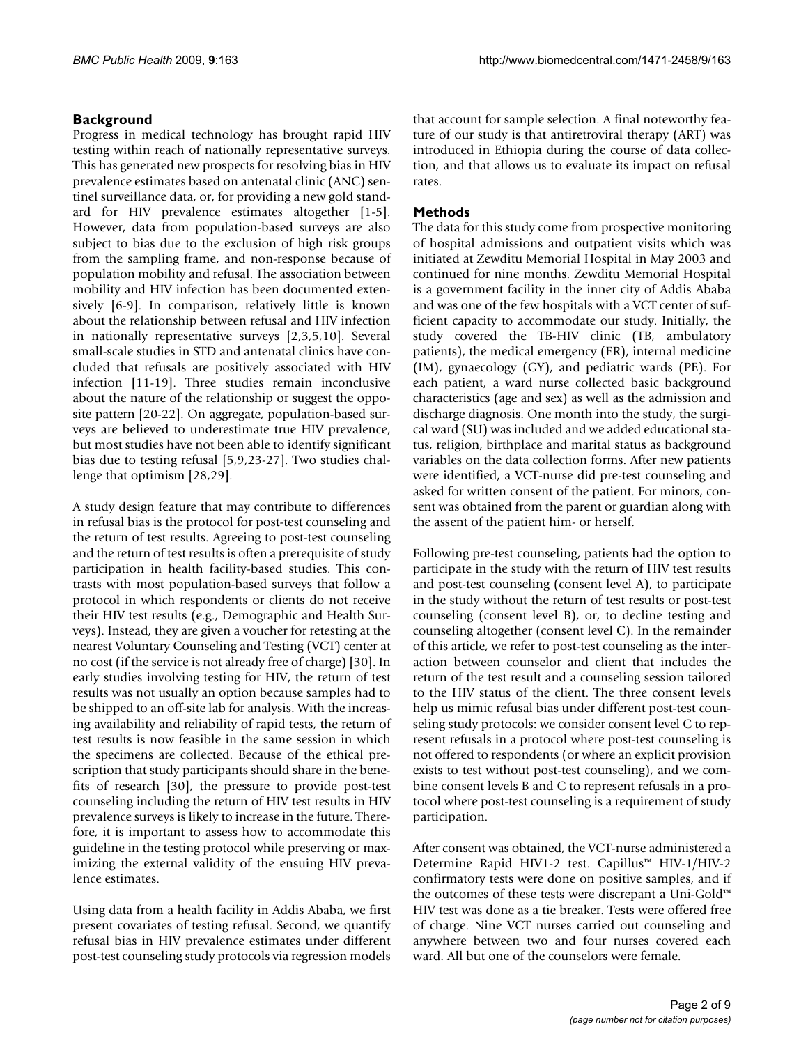## Background

Progress in medical technology has brought rapid HIV testing within reach of nationally representative surveys. This has generated new prospects for resolving bias in HIV prevalence estimates based on antenatal clinic (ANC) sentinel surveillance data, or, for providing a new gold standard for HIV prevalence estimates altogether [1-5]. However, data from population-based surveys are also subject to bias due to the exclusion of high risk groups from the sampling frame, and non-response because of population mobility and refusal. The association between mobility and HIV infection has been documented extensively [6-9]. In comparison, relatively little is known about the relationship between refusal and HIV infection in nationally representative surveys [2,3,5,10]. Several small-scale studies in STD and antenatal clinics have concluded that refusals are positively associated with HIV infection [11-19]. Three studies remain inconclusive about the nature of the relationship or suggest the opposite pattern [20-22]. On aggregate, population-based surveys are believed to underestimate true HIV prevalence, but most studies have not been able to identify significant bias due to testing refusal [5,9,23-27]. Two studies challenge that optimism [28,29].

A study design feature that may contribute to differences in refusal bias is the protocol for post-test counseling and the return of test results. Agreeing to post-test counseling and the return of test results is often a prerequisite of study participation in health facility-based studies. This contrasts with most population-based surveys that follow a protocol in which respondents or clients do not receive their HIV test results (e.g., Demographic and Health Surveys). Instead, they are given a voucher for retesting at the nearest Voluntary Counseling and Testing (VCT) center at no cost (if the service is not already free of charge) [30]. In early studies involving testing for HIV, the return of test results was not usually an option because samples had to be shipped to an off-site lab for analysis. With the increasing availability and reliability of rapid tests, the return of test results is now feasible in the same session in which the specimens are collected. Because of the ethical prescription that study participants should share in the benefits of research [30], the pressure to provide post-test counseling including the return of HIV test results in HIV prevalence surveys is likely to increase in the future. Therefore, it is important to assess how to accommodate this guideline in the testing protocol while preserving or maximizing the external validity of the ensuing HIV prevalence estimates.

Using data from a health facility in Addis Ababa, we first present covariates of testing refusal. Second, we quantify refusal bias in HIV prevalence estimates under different post-test counseling study protocols via regression models that account for sample selection. A final noteworthy feature of our study is that antiretroviral therapy (ART) was introduced in Ethiopia during the course of data collection, and that allows us to evaluate its impact on refusal rates.

## Methods

The data for this study come from prospective monitoring of hospital admissions and outpatient visits which was initiated at Zewditu Memorial Hospital in May 2003 and continued for nine months. Zewditu Memorial Hospital is a government facility in the inner city of Addis Ababa and was one of the few hospitals with a VCT center of sufficient capacity to accommodate our study. Initially, the study covered the TB-HIV clinic (TB, ambulatory patients), the medical emergency (ER), internal medicine (IM), gynaecology (GY), and pediatric wards (PE). For each patient, a ward nurse collected basic background characteristics (age and sex) as well as the admission and discharge diagnosis. One month into the study, the surgical ward (SU) was included and we added educational status, religion, birthplace and marital status as background variables on the data collection forms. After new patients were identified, a VCT-nurse did pre-test counseling and asked for written consent of the patient. For minors, consent was obtained from the parent or guardian along with the assent of the patient him- or herself.

Following pre-test counseling, patients had the option to participate in the study with the return of HIV test results and post-test counseling (consent level A), to participate in the study without the return of test results or post-test counseling (consent level B), or, to decline testing and counseling altogether (consent level C). In the remainder of this article, we refer to post-test counseling as the interaction between counselor and client that includes the return of the test result and a counseling session tailored to the HIV status of the client. The three consent levels help us mimic refusal bias under different post-test counseling study protocols: we consider consent level C to represent refusals in a protocol where post-test counseling is not offered to respondents (or where an explicit provision exists to test without post-test counseling), and we combine consent levels B and C to represent refusals in a protocol where post-test counseling is a requirement of study participation.

After consent was obtained, the VCT-nurse administered a Determine Rapid HIV1-2 test. Capillus™ HIV-1/HIV-2 confirmatory tests were done on positive samples, and if the outcomes of these tests were discrepant a Uni-Gold™ HIV test was done as a tie breaker. Tests were offered free of charge. Nine VCT nurses carried out counseling and anywhere between two and four nurses covered each ward. All but one of the counselors were female.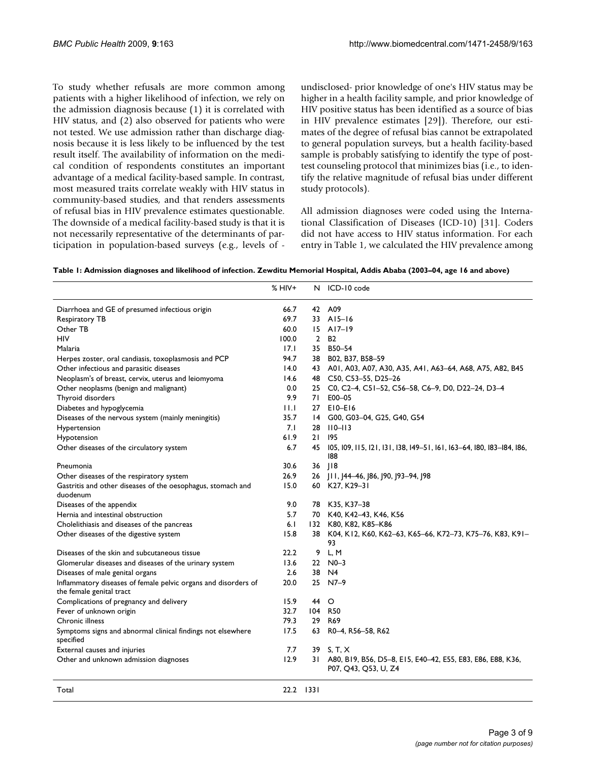To study whether refusals are more common among patients with a higher likelihood of infection, we rely on the admission diagnosis because (1) it is correlated with HIV status, and (2) also observed for patients who were not tested. We use admission rather than discharge diagnosis because it is less likely to be influenced by the test result itself. The availability of information on the medical condition of respondents constitutes an important advantage of a medical facility-based sample. In contrast, most measured traits correlate weakly with HIV status in community-based studies, and that renders assessments of refusal bias in HIV prevalence estimates questionable. The downside of a medical facility-based study is that it is not necessarily representative of the determinants of participation in population-based surveys (e.g., levels of - undisclosed- prior knowledge of one's HIV status may be higher in a health facility sample, and prior knowledge of HIV positive status has been identified as a source of bias in HIV prevalence estimates [29]). Therefore, our estimates of the degree of refusal bias cannot be extrapolated to general population surveys, but a health facility-based sample is probably satisfying to identify the type of post-test counseling protocol that minimizes bias (i.e., to identify the relative magnitude of refusal bias under different study protocols).

All admission diagnoses were coded using the International Classification of Diseases (ICD-10) [31]. Coders did not have access to HIV status information. For each entry in Table 1, we calculated the HIV prevalence among

**Table 1: Admission diagnoses and likelihood of infection. Zewditu Memorial Hospital, Addis Ababa (2003–04, age 16 and above)**

| | % HIV+ | N | ICD-10 code |
|---|---|---|---|
| Diarrhoea and GE of presumed infectious origin | 66.7 | 42 | A09 |
| Respiratory TB | 69.7 | 33 | A15–16 |
| Other TB | 60.0 | 15 | A17–19 |
| HIV | 100.0 | 2 | B2 |
| Malaria | 17.1 | 35 | B50–54 |
| Herpes zoster, oral candiasis, toxoplasmosis and PCP | 94.7 | 38 | B02, B37, B58–59 |
| Other infectious and parasitic diseases | 14.0 | 43 | A01, A03, A07, A30, A35, A41, A63–64, A68, A75, A82, B45 |
| Neoplasm's of breast, cervix, uterus and leiomyoma | 14.6 | 48 | C50, C53–55, D25–26 |
| Other neoplasms (benign and malignant) | 0.0 | 25 | C0, C2–4, C51–52, C56–58, C6–9, D0, D22–24, D3–4 |
| Thyroid disorders | 9.9 | 71 | E00–05 |
| Diabetes and hypoglycemia | 11.1 | 27 | E10–E16 |
| Diseases of the nervous system (mainly meningitis) | 35.7 | 14 | G00, G03–04, G25, G40, G54 |
| Hypertension | 7.1 | 28 | I10–I13 |
| Hypotension | 61.9 | 21 | I95 |
| Other diseases of the circulatory system | 6.7 | 45 | I05, I09, I15, I21, I31, I38, I49–51, I61, I63–64, I80, I83–I84, I86, I88 |
| Pneumonia | 30.6 | 36 | J18 |
| Other diseases of the respiratory system | 26.9 | 26 | J11, J44–46, J86, J90, J93–94, J98 |
| Gastritis and other diseases of the oesophagus, stomach and duodenum | 15.0 | 60 | K27, K29–31 |
| Diseases of the appendix | 9.0 | 78 | K35, K37–38 |
| Hernia and intestinal obstruction | 5.7 | 70 | K40, K42–43, K46, K56 |
| Cholelithiasis and diseases of the pancreas | 6.1 | 132 | K80, K82, K85–K86 |
| Other diseases of the digestive system | 15.8 | 38 | K04, K12, K60, K62–63, K65–66, K72–73, K75–76, K83, K91–93 |
| Diseases of the skin and subcutaneous tissue | 22.2 | 9 | L, M |
| Glomerular diseases and diseases of the urinary system | 13.6 | 22 | N0–3 |
| Diseases of male genital organs | 2.6 | 38 | N4 |
| Inflammatory diseases of female pelvic organs and disorders of the female genital tract | 20.0 | 25 | N7–9 |
| Complications of pregnancy and delivery | 15.9 | 44 | O |
| Fever of unknown origin | 32.7 | 104 | R50 |
| Chronic illness | 79.3 | 29 | R69 |
| Symptoms signs and abnormal clinical findings not elsewhere specified | 17.5 | 63 | R0–4, R56–58, R62 |
| External causes and injuries | 7.7 | 39 | S, T, X |
| Other and unknown admission diagnoses | 12.9 | 31 | A80, B19, B56, D5–8, E15, E40–42, E55, E83, E86, E88, K36, P07, Q43, Q53, U, Z4 |
| Total | 22.2 | 1331 | |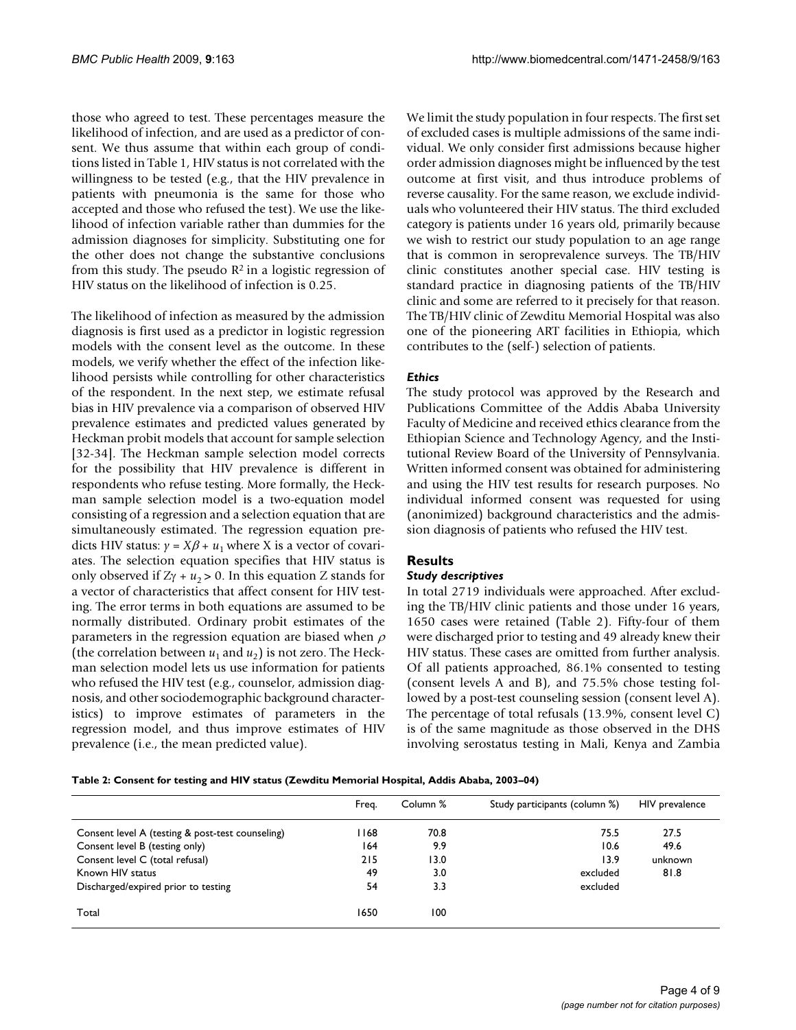those who agreed to test. These percentages measure the likelihood of infection, and are used as a predictor of consent. We thus assume that within each group of conditions listed in Table 1, HIV status is not correlated with the willingness to be tested (e.g., that the HIV prevalence in patients with pneumonia is the same for those who accepted and those who refused the test). We use the likelihood of infection variable rather than dummies for the admission diagnoses for simplicity. Substituting one for the other does not change the substantive conclusions from this study. The pseudo $R^2$ in a logistic regression of HIV status on the likelihood of infection is 0.25.

The likelihood of infection as measured by the admission diagnosis is first used as a predictor in logistic regression models with the consent level as the outcome. In these models, we verify whether the effect of the infection likelihood persists while controlling for other characteristics of the respondent. In the next step, we estimate refusal bias in HIV prevalence via a comparison of observed HIV prevalence estimates and predicted values generated by Heckman probit models that account for sample selection [32-34]. The Heckman sample selection model corrects for the possibility that HIV prevalence is different in respondents who refuse testing. More formally, the Heckman sample selection model is a two-equation model consisting of a regression and a selection equation that are simultaneously estimated. The regression equation predicts HIV status: $y = X\beta + u_1$ where X is a vector of covariates. The selection equation specifies that HIV status is only observed if $Z\gamma + u_2 > 0$. In this equation Z stands for a vector of characteristics that affect consent for HIV testing. The error terms in both equations are assumed to be normally distributed. Ordinary probit estimates of the parameters in the regression equation are biased when $\rho$ (the correlation between $u_1$ and $u_2$) is not zero. The Heckman selection model lets us use information for patients who refused the HIV test (e.g., counselor, admission diagnosis, and other sociodemographic background characteristics) to improve estimates of parameters in the regression model, and thus improve estimates of HIV prevalence (i.e., the mean predicted value).

We limit the study population in four respects. The first set of excluded cases is multiple admissions of the same individual. We only consider first admissions because higher order admission diagnoses might be influenced by the test outcome at first visit, and thus introduce problems of reverse causality. For the same reason, we exclude individuals who volunteered their HIV status. The third excluded category is patients under 16 years old, primarily because we wish to restrict our study population to an age range that is common in seroprevalence surveys. The TB/HIV clinic constitutes another special case. HIV testing is standard practice in diagnosing patients of the TB/HIV clinic and some are referred to it precisely for that reason. The TB/HIV clinic of Zewditu Memorial Hospital was also one of the pioneering ART facilities in Ethiopia, which contributes to the (self-) selection of patients.

### *Ethics*

The study protocol was approved by the Research and Publications Committee of the Addis Ababa University Faculty of Medicine and received ethics clearance from the Ethiopian Science and Technology Agency, and the Institutional Review Board of the University of Pennsylvania. Written informed consent was obtained for administering and using the HIV test results for research purposes. No individual informed consent was requested for using (anonimized) background characteristics and the admission diagnosis of patients who refused the HIV test.

## Results

### *Study descriptives*

In total 2719 individuals were approached. After excluding the TB/HIV clinic patients and those under 16 years, 1650 cases were retained (Table 2). Fifty-four of them were discharged prior to testing and 49 already knew their HIV status. These cases are omitted from further analysis. Of all patients approached, 86.1% consented to testing (consent levels A and B), and 75.5% chose testing followed by a post-test counseling session (consent level A). The percentage of total refusals (13.9%, consent level C) is of the same magnitude as those observed in the DHS involving serostatus testing in Mali, Kenya and Zambia

**Table 2: Consent for testing and HIV status (Zewditu Memorial Hospital, Addis Ababa, 2003–04)**

| | Freq. | Column % | Study participants (column %) | HIV prevalence |
|---|---|---|---|---|
| Consent level A (testing & post-test counseling) | 1168 | 70.8 | 75.5 | 27.5 |
| Consent level B (testing only) | 164 | 9.9 | 10.6 | 49.6 |
| Consent level C (total refusal) | 215 | 13.0 | 13.9 | unknown |
| Known HIV status | 49 | 3.0 | excluded | 81.8 |
| Discharged/expired prior to testing | 54 | 3.3 | excluded | |
| Total | 1650 | 100 | | |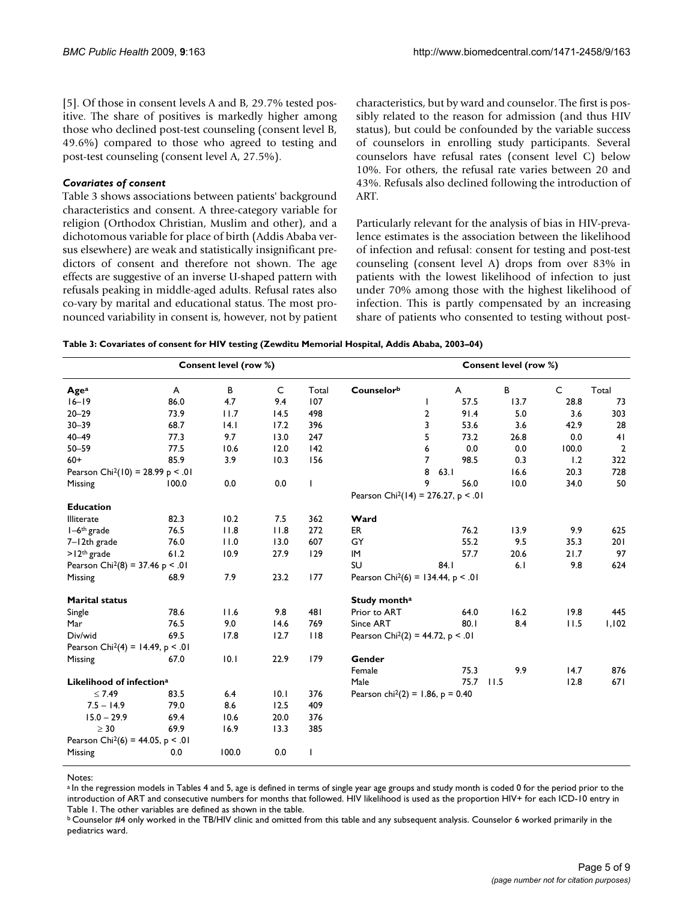[5]. Of those in consent levels A and B, 29.7% tested positive. The share of positives is markedly higher among those who declined post-test counseling (consent level B, 49.6%) compared to those who agreed to testing and post-test counseling (consent level A, 27.5%).

### *Covariates of consent*

Table 3 shows associations between patients' background characteristics and consent. A three-category variable for religion (Orthodox Christian, Muslim and other), and a dichotomous variable for place of birth (Addis Ababa versus elsewhere) are weak and statistically insignificant predictors of consent and therefore not shown. The age effects are suggestive of an inverse U-shaped pattern with refusals peaking in middle-aged adults. Refusal rates also co-vary by marital and educational status. The most pronounced variability in consent is, however, not by patient characteristics, but by ward and counselor. The first is possibly related to the reason for admission (and thus HIV status), but could be confounded by the variable success of counselors in enrolling study participants. Several counselors have refusal rates (consent level C) below 10%. For others, the refusal rate varies between 20 and 43%. Refusals also declined following the introduction of ART.

Particularly relevant for the analysis of bias in HIV-prevalence estimates is the association between the likelihood of infection and refusal: consent for testing and post-test counseling (consent level A) drops from over 83% in patients with the lowest likelihood of infection to just under 70% among those with the highest likelihood of infection. This is partly compensated by an increasing share of patients who consented to testing without post-

**Table 3: Covariates of consent for HIV testing (Zewditu Memorial Hospital, Addis Ababa, 2003–04)**

| | Consent level (row %) | | | | | Consent level (row %) | | | |
|---|---|---|---|---|---|---|---|---|---|
| **Age**[a] | A | B | C | Total | **Counselor**[b] | A | B | C | Total |
| 16–19 | 86.0 | 4.7 | 9.4 | 107 | 1 | 57.5 | 13.7 | 28.8 | 73 |
| 20–29 | 73.9 | 11.7 | 14.5 | 498 | 2 | 91.4 | 5.0 | 3.6 | 303 |
| 30–39 | 68.7 | 14.1 | 17.2 | 396 | 3 | 53.6 | 3.6 | 42.9 | 28 |
| 40–49 | 77.3 | 9.7 | 13.0 | 247 | 5 | 73.2 | 26.8 | 0.0 | 41 |
| 50–59 | 77.5 | 10.6 | 12.0 | 142 | 6 | 0.0 | 0.0 | 100.0 | 2 |
| 60+ | 85.9 | 3.9 | 10.3 | 156 | 7 | 98.5 | 0.3 | 1.2 | 322 |
| Pearson $Chi^2(10) = 28.99$ $p < .01$ | | | | | 8 | 63.1 | 16.6 | 20.3 | 728 |
| Missing | 100.0 | 0.0 | 0.0 | 1 | 9 | 56.0 | 10.0 | 34.0 | 50 |
| | | | | | Pearson $Chi^2(14) = 276.27$, $p < .01$ | | | | |
| **Education** | | | | | | | | | |
| Illiterate | 82.3 | 10.2 | 7.5 | 362 | **Ward** | | | | |
| 1–6[th] grade | 76.5 | 11.8 | 11.8 | 272 | ER | 76.2 | 13.9 | 9.9 | 625 |
| 7–12th grade | 76.0 | 11.0 | 13.0 | 607 | GY | 55.2 | 9.5 | 35.3 | 201 |
| >12[th] grade | 61.2 | 10.9 | 27.9 | 129 | IM | 57.7 | 20.6 | 21.7 | 97 |
| Pearson $Chi^2(8) = 37.46$ $p < .01$ | | | | | SU | 84.1 | 6.1 | 9.8 | 624 |
| Missing | 68.9 | 7.9 | 23.2 | 177 | Pearson $Chi^2(6) = 134.44$, $p < .01$ | | | | |
| **Marital status** | | | | | **Study month**[a] | | | | |
| Single | 78.6 | 11.6 | 9.8 | 481 | Prior to ART | 64.0 | 16.2 | 19.8 | 445 |
| Mar | 76.5 | 9.0 | 14.6 | 769 | Since ART | 80.1 | 8.4 | 11.5 | 1,102 |
| Div/wid | 69.5 | 17.8 | 12.7 | 118 | Pearson $Chi^2(2) = 44.72$, $p < .01$ | | | | |
| Pearson $Chi^2(4) = 14.49$, $p < .01$ | | | | | | | | | |
| Missing | 67.0 | 10.1 | 22.9 | 179 | **Gender** | | | | |
| | | | | | Female | 75.3 | 9.9 | 14.7 | 876 |
| **Likelihood of infection**[a] | | | | | Male | 75.7 | 11.5 | 12.8 | 671 |
| ≤ 7.49 | 83.5 | 6.4 | 10.1 | 376 | Pearson $chi^2(2) = 1.86$, $p = 0.40$ | | | | |
| 7.5 – 14.9 | 79.0 | 8.6 | 12.5 | 409 | | | | | |
| 15.0 – 29.9 | 69.4 | 10.6 | 20.0 | 376 | | | | | |
| ≥ 30 | 69.9 | 16.9 | 13.3 | 385 | | | | | |
| Pearson $Chi^2(6) = 44.05$, $p < .01$ | | | | | | | | | |
| Missing | 0.0 | 100.0 | 0.0 | 1 | | | | | |

Notes:

[a] In the regression models in Tables 4 and 5, age is defined in terms of single year age groups and study month is coded 0 for the period prior to the introduction of ART and consecutive numbers for months that followed. HIV likelihood is used as the proportion HIV+ for each ICD-10 entry in Table 1. The other variables are defined as shown in the table.

[b] Counselor #4 only worked in the TB/HIV clinic and omitted from this table and any subsequent analysis. Counselor 6 worked primarily in the pediatrics ward.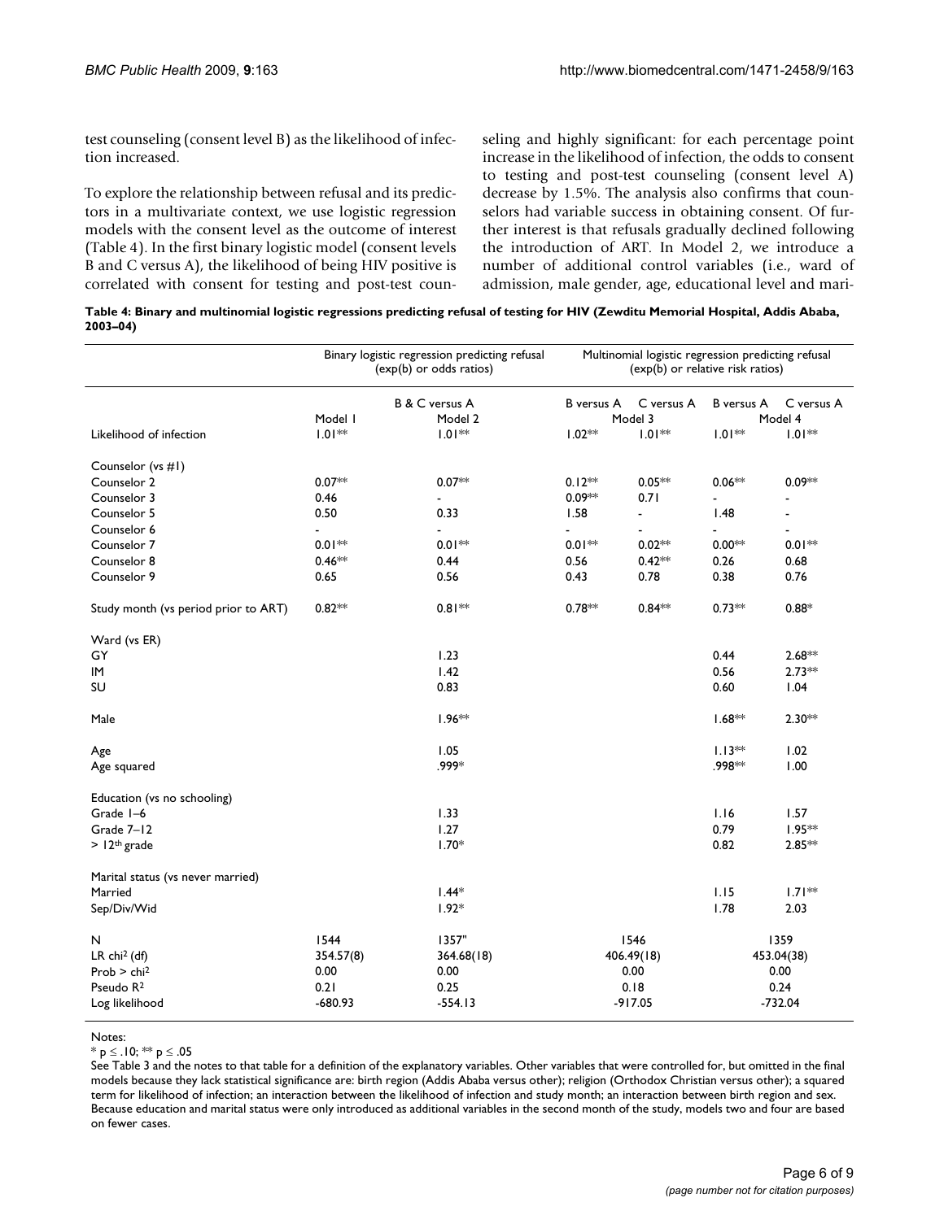test counseling (consent level B) as the likelihood of infection increased.

To explore the relationship between refusal and its predictors in a multivariate context, we use logistic regression models with the consent level as the outcome of interest (Table 4). In the first binary logistic model (consent levels B and C versus A), the likelihood of being HIV positive is correlated with consent for testing and post-test counseling and highly significant: for each percentage point increase in the likelihood of infection, the odds to consent to testing and post-test counseling (consent level A) decrease by 1.5%. The analysis also confirms that counselors had variable success in obtaining consent. Of further interest is that refusals gradually declined following the introduction of ART. In Model 2, we introduce a number of additional control variables (i.e., ward of admission, male gender, age, educational level and mari-

**Table 4: Binary and multinomial logistic regressions predicting refusal of testing for HIV (Zewditu Memorial Hospital, Addis Ababa, 2003–04)**

| | Binary logistic regression predicting refusal (exp(b) or odds ratios) | | Multinomial logistic regression predicting refusal (exp(b) or relative risk ratios) | | | |
|---|---|---|---|---|---|---|
| | | B & C versus A | B versus A | C versus A | B versus A | C versus A |
| | Model 1 | Model 2 | Model 3 | | Model 4 | |
| Likelihood of infection | 1.01** | 1.01** | 1.02** | 1.01** | 1.01** | 1.01** |
| Counselor (vs #1) | | | | | | |
| Counselor 2 | 0.07** | 0.07** | 0.12** | 0.05** | 0.06** | 0.09** |
| Counselor 3 | 0.46 | - | 0.09** | 0.71 | - | - |
| Counselor 5 | 0.50 | 0.33 | 1.58 | - | 1.48 | - |
| Counselor 6 | - | - | - | - | - | - |
| Counselor 7 | 0.01** | 0.01** | 0.01** | 0.02** | 0.00** | 0.01** |
| Counselor 8 | 0.46** | 0.44 | 0.56 | 0.42** | 0.26 | 0.68 |
| Counselor 9 | 0.65 | 0.56 | 0.43 | 0.78 | 0.38 | 0.76 |
| Study month (vs period prior to ART) | 0.82** | 0.81** | 0.78** | 0.84** | 0.73** | 0.88* |
| Ward (vs ER) | | | | | | |
| GY | | 1.23 | | | 0.44 | 2.68** |
| IM | | 1.42 | | | 0.56 | 2.73** |
| SU | | 0.83 | | | 0.60 | 1.04 |
| Male | | 1.96** | | | 1.68** | 2.30** |
| Age | | 1.05 | | | 1.13** | 1.02 |
| Age squared | | .999* | | | .998** | 1.00 |
| Education (vs no schooling) | | | | | | |
| Grade 1–6 | | 1.33 | | | 1.16 | 1.57 |
| Grade 7–12 | | 1.27 | | | 0.79 | 1.95** |
| > 12th grade | | 1.70* | | | 0.82 | 2.85** |
| Marital status (vs never married) | | | | | | |
| Married | | 1.44* | | | 1.15 | 1.71** |
| Sep/Div/Wid | | 1.92* | | | 1.78 | 2.03 |
| N | 1544 | 1357" | 1546 | | 1359 | |
| LR chi² (df) | 354.57(8) | 364.68(18) | 406.49(18) | | 453.04(38) | |
| Prob > chi² | 0.00 | 0.00 | 0.00 | | 0.00 | |
| Pseudo $R^2$ | 0.21 | 0.25 | 0.18 | | 0.24 | |
| Log likelihood | -680.93 | -554.13 | -917.05 | | -732.04 | |

Notes:

\* $p \leq .10$; ** $p \leq .05$

See Table 3 and the notes to that table for a definition of the explanatory variables. Other variables that were controlled for, but omitted in the final models because they lack statistical significance are: birth region (Addis Ababa versus other); religion (Orthodox Christian versus other); a squared term for likelihood of infection; an interaction between the likelihood of infection and study month; an interaction between birth region and sex. Because education and marital status were only introduced as additional variables in the second month of the study, models two and four are based on fewer cases.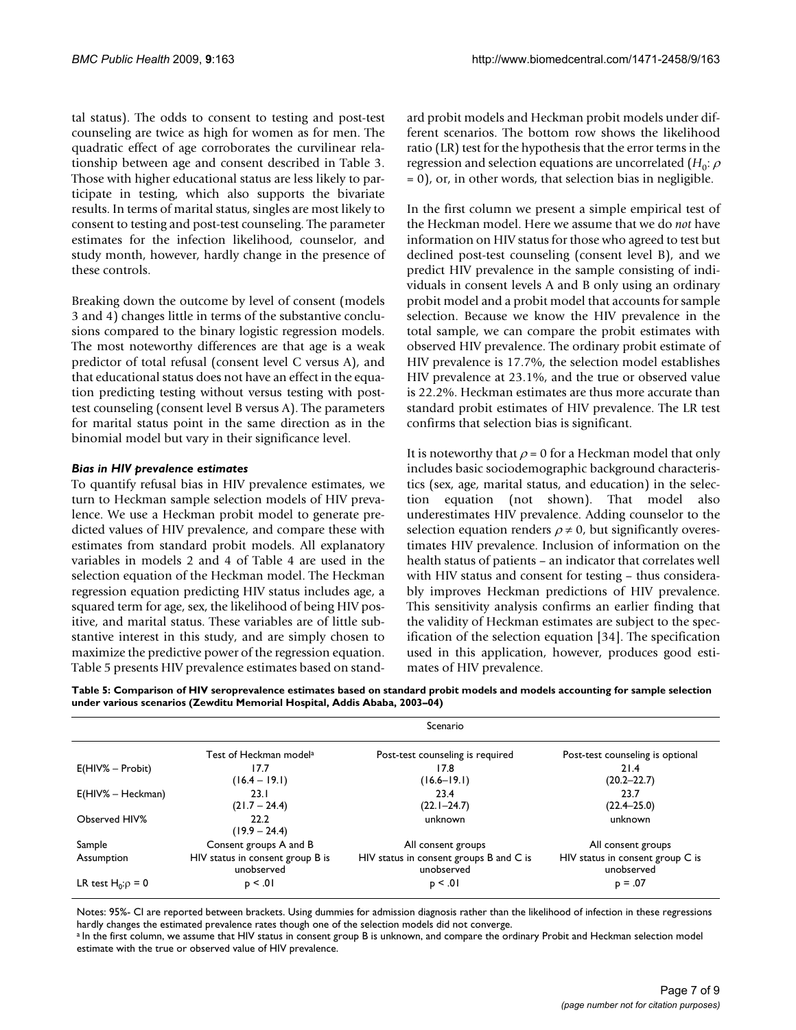tal status). The odds to consent to testing and post-test counseling are twice as high for women as for men. The quadratic effect of age corroborates the curvilinear relationship between age and consent described in Table 3. Those with higher educational status are less likely to participate in testing, which also supports the bivariate results. In terms of marital status, singles are most likely to consent to testing and post-test counseling. The parameter estimates for the infection likelihood, counselor, and study month, however, hardly change in the presence of these controls.

Breaking down the outcome by level of consent (models 3 and 4) changes little in terms of the substantive conclusions compared to the binary logistic regression models. The most noteworthy differences are that age is a weak predictor of total refusal (consent level C versus A), and that educational status does not have an effect in the equation predicting testing without versus testing with post-test counseling (consent level B versus A). The parameters for marital status point in the same direction as in the binomial model but vary in their significance level.

### *Bias in HIV prevalence estimates*

To quantify refusal bias in HIV prevalence estimates, we turn to Heckman sample selection models of HIV prevalence. We use a Heckman probit model to generate predicted values of HIV prevalence, and compare these with estimates from standard probit models. All explanatory variables in models 2 and 4 of Table 4 are used in the selection equation of the Heckman model. The Heckman regression equation predicting HIV status includes age, a squared term for age, sex, the likelihood of being HIV positive, and marital status. These variables are of little substantive interest in this study, and are simply chosen to maximize the predictive power of the regression equation. Table 5 presents HIV prevalence estimates based on standard probit models and Heckman probit models under different scenarios. The bottom row shows the likelihood ratio (LR) test for the hypothesis that the error terms in the regression and selection equations are uncorrelated ($H_0$: $\rho = 0$), or, in other words, that selection bias in negligible.

In the first column we present a simple empirical test of the Heckman model. Here we assume that we do *not* have information on HIV status for those who agreed to test but declined post-test counseling (consent level B), and we predict HIV prevalence in the sample consisting of individuals in consent levels A and B only using an ordinary probit model and a probit model that accounts for sample selection. Because we know the HIV prevalence in the total sample, we can compare the probit estimates with observed HIV prevalence. The ordinary probit estimate of HIV prevalence is 17.7%, the selection model establishes HIV prevalence at 23.1%, and the true or observed value is 22.2%. Heckman estimates are thus more accurate than standard probit estimates of HIV prevalence. The LR test confirms that selection bias is significant.

It is noteworthy that $\rho = 0$ for a Heckman model that only includes basic sociodemographic background characteristics (sex, age, marital status, and education) in the selection equation (not shown). That model also underestimates HIV prevalence. Adding counselor to the selection equation renders $\rho \neq 0$, but significantly overestimates HIV prevalence. Inclusion of information on the health status of patients – an indicator that correlates well with HIV status and consent for testing – thus considerably improves Heckman predictions of HIV prevalence. This sensitivity analysis confirms an earlier finding that the validity of Heckman estimates are subject to the specification of the selection equation [34]. The specification used in this application, however, produces good estimates of HIV prevalence.

**Table 5: Comparison of HIV seroprevalence estimates based on standard probit models and models accounting for sample selection under various scenarios (Zewditu Memorial Hospital, Addis Ababa, 2003–04)**

| | Scenario | | |
|---|---|---|---|
| | Test of Heckman model[a] | Post-test counseling is required | Post-test counseling is optional |
| E(HIV% – Probit) | 17.7 (16.4 – 19.1) | 17.8 (16.6–19.1) | 21.4 (20.2–22.7) |
| E(HIV% – Heckman) | 23.1 (21.7 – 24.4) | 23.4 (22.1–24.7) | 23.7 (22.4–25.0) |
| Observed HIV% | 22.2 (19.9 – 24.4) | unknown | unknown |
| Sample | Consent groups A and B | All consent groups | All consent groups |
| Assumption | HIV status in consent group B is unobserved | HIV status in consent groups B and C is unobserved | HIV status in consent group C is unobserved |
| LR test $H_0$:$\rho = 0$ | $p < .01$ | $p < .01$ | $p = .07$ |

Notes: 95%- CI are reported between brackets. Using dummies for admission diagnosis rather than the likelihood of infection in these regressions hardly changes the estimated prevalence rates though one of the selection models did not converge.

[a] In the first column, we assume that HIV status in consent group B is unknown, and compare the ordinary Probit and Heckman selection model estimate with the true or observed value of HIV prevalence.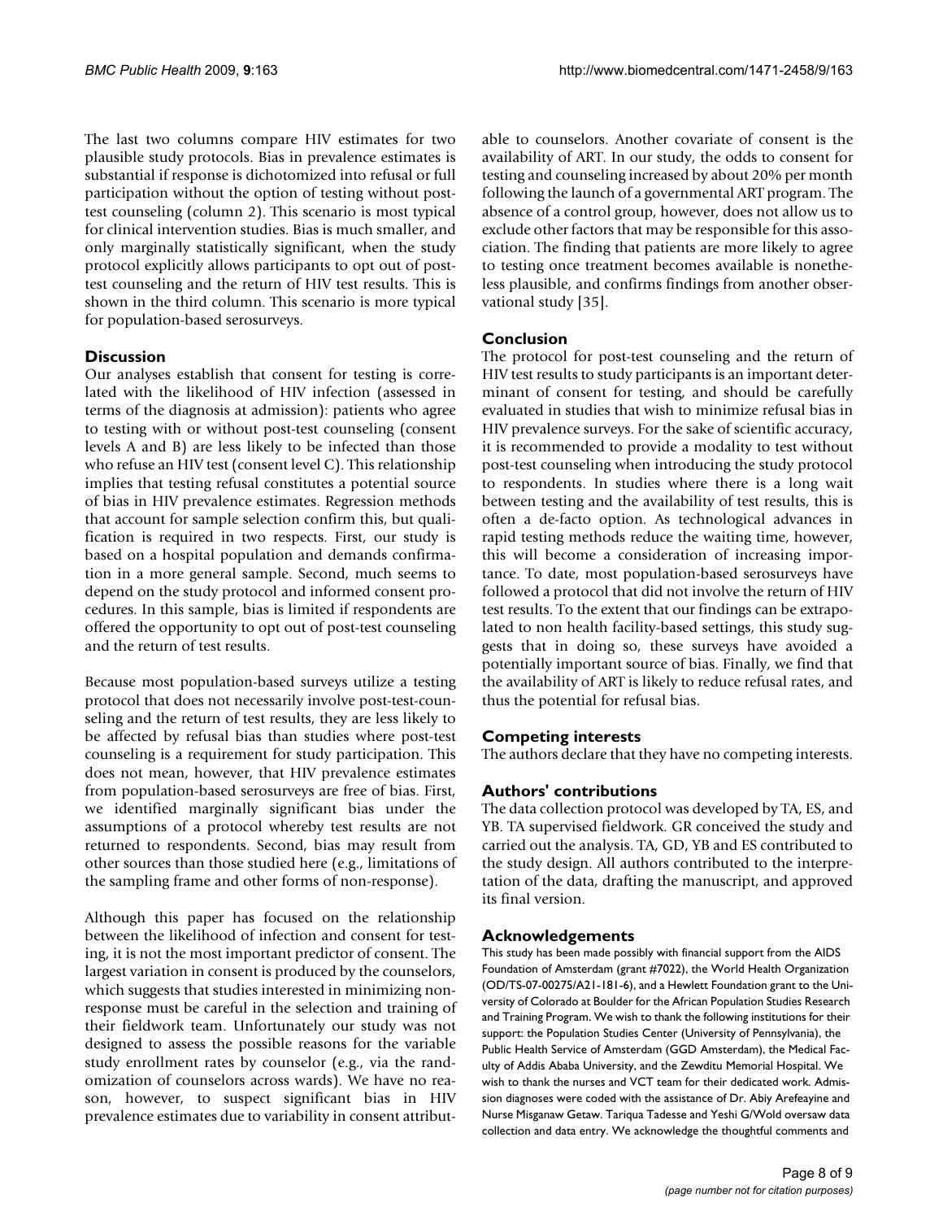The last two columns compare HIV estimates for two plausible study protocols. Bias in prevalence estimates is substantial if response is dichotomized into refusal or full participation without the option of testing without post-test counseling (column 2). This scenario is most typical for clinical intervention studies. Bias is much smaller, and only marginally statistically significant, when the study protocol explicitly allows participants to opt out of post-test counseling and the return of HIV test results. This is shown in the third column. This scenario is more typical for population-based serosurveys.

## Discussion

Our analyses establish that consent for testing is correlated with the likelihood of HIV infection (assessed in terms of the diagnosis at admission): patients who agree to testing with or without post-test counseling (consent levels A and B) are less likely to be infected than those who refuse an HIV test (consent level C). This relationship implies that testing refusal constitutes a potential source of bias in HIV prevalence estimates. Regression methods that account for sample selection confirm this, but qualification is required in two respects. First, our study is based on a hospital population and demands confirmation in a more general sample. Second, much seems to depend on the study protocol and informed consent procedures. In this sample, bias is limited if respondents are offered the opportunity to opt out of post-test counseling and the return of test results.

Because most population-based surveys utilize a testing protocol that does not necessarily involve post-test-counseling and the return of test results, they are less likely to be affected by refusal bias than studies where post-test counseling is a requirement for study participation. This does not mean, however, that HIV prevalence estimates from population-based serosurveys are free of bias. First, we identified marginally significant bias under the assumptions of a protocol whereby test results are not returned to respondents. Second, bias may result from other sources than those studied here (e.g., limitations of the sampling frame and other forms of non-response).

Although this paper has focused on the relationship between the likelihood of infection and consent for testing, it is not the most important predictor of consent. The largest variation in consent is produced by the counselors, which suggests that studies interested in minimizing non-response must be careful in the selection and training of their fieldwork team. Unfortunately our study was not designed to assess the possible reasons for the variable study enrollment rates by counselor (e.g., via the randomization of counselors across wards). We have no reason, however, to suspect significant bias in HIV prevalence estimates due to variability in consent attributable to counselors. Another covariate of consent is the availability of ART. In our study, the odds to consent for testing and counseling increased by about 20% per month following the launch of a governmental ART program. The absence of a control group, however, does not allow us to exclude other factors that may be responsible for this association. The finding that patients are more likely to agree to testing once treatment becomes available is nonetheless plausible, and confirms findings from another observational study [35].

## Conclusion

The protocol for post-test counseling and the return of HIV test results to study participants is an important determinant of consent for testing, and should be carefully evaluated in studies that wish to minimize refusal bias in HIV prevalence surveys. For the sake of scientific accuracy, it is recommended to provide a modality to test without post-test counseling when introducing the study protocol to respondents. In studies where there is a long wait between testing and the availability of test results, this is often a de-facto option. As technological advances in rapid testing methods reduce the waiting time, however, this will become a consideration of increasing importance. To date, most population-based serosurveys have followed a protocol that did not involve the return of HIV test results. To the extent that our findings can be extrapolated to non health facility-based settings, this study suggests that in doing so, these surveys have avoided a potentially important source of bias. Finally, we find that the availability of ART is likely to reduce refusal rates, and thus the potential for refusal bias.

## Competing interests

The authors declare that they have no competing interests.

## Authors' contributions

The data collection protocol was developed by TA, ES, and YB. TA supervised fieldwork. GR conceived the study and carried out the analysis. TA, GD, YB and ES contributed to the study design. All authors contributed to the interpretation of the data, drafting the manuscript, and approved its final version.

## Acknowledgements

This study has been made possibly with financial support from the AIDS Foundation of Amsterdam (grant #7022), the World Health Organization (OD/TS-07-00275/A21-181-6), and a Hewlett Foundation grant to the University of Colorado at Boulder for the African Population Studies Research and Training Program. We wish to thank the following institutions for their support: the Population Studies Center (University of Pennsylvania), the Public Health Service of Amsterdam (GGD Amsterdam), the Medical Faculty of Addis Ababa University, and the Zewditu Memorial Hospital. We wish to thank the nurses and VCT team for their dedicated work. Admission diagnoses were coded with the assistance of Dr. Abiy Arefeayine and Nurse Misganaw Getaw. Tariqua Tadesse and Yeshi G/Wold oversaw data collection and data entry. We acknowledge the thoughtful comments and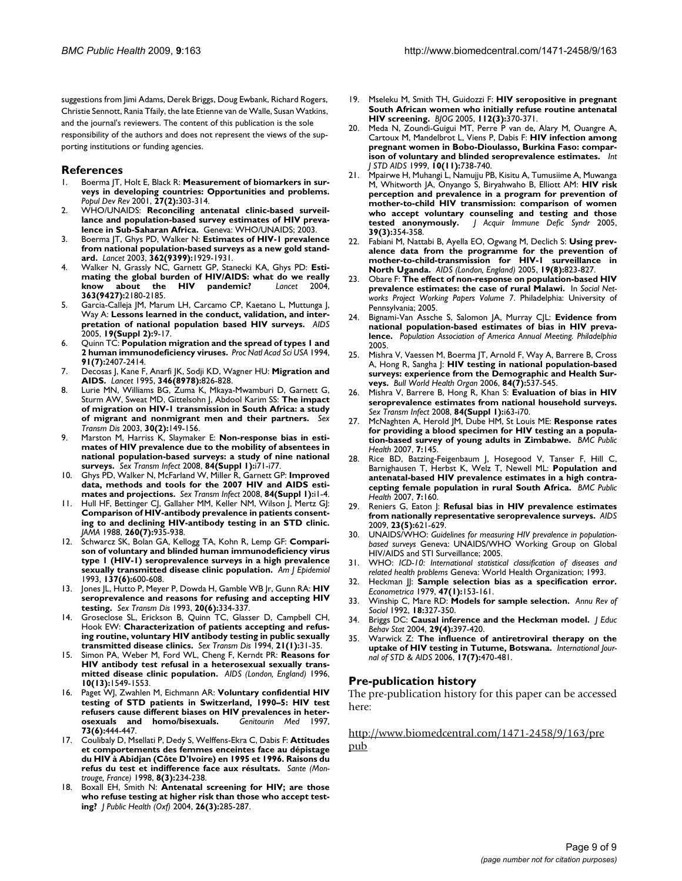suggestions from Jimi Adams, Derek Briggs, Doug Ewbank, Richard Rogers, Christie Sennott, Rania Tfaily, the late Etienne van de Walle, Susan Watkins, and the journal's reviewers. The content of this publication is the sole responsibility of the authors and does not represent the views of the supporting institutions or funding agencies.

## References

1. Boerma JT, Holt E, Black R: **Measurement of biomarkers in surveys in developing countries: Opportunities and problems.** *Popul Dev Rev* 2001, **27(2):**303-314.
2. WHO/UNAIDS: **Reconciling antenatal clinic-based surveillance and population-based survey estimates of HIV prevalence in Sub-Saharan Africa.** Geneva: WHO/UNAIDS; 2003.
3. Boerma JT, Ghys PD, Walker N: **Estimates of HIV-1 prevalence from national population-based surveys as a new gold standard.** *Lancet* 2003, **362(9399):**1929-1931.
4. Walker N, Grassly NC, Garnett GP, Stanecki KA, Ghys PD: **Estimating the global burden of HIV/AIDS: what do we really know about the HIV pandemic?** *Lancet* 2004, **363(9427):**2180-2185.
5. Garcia-Calleja JM, Marum LH, Carcamo CP, Kaetano L, Muttunga J, Way A: **Lessons learned in the conduct, validation, and interpretation of national population based HIV surveys.** *AIDS* 2005, **19(Suppl 2):**9-17.
6. Quinn TC: **Population migration and the spread of types 1 and 2 human immunodeficiency viruses.** *Proc Natl Acad Sci USA* 1994, **91(7):**2407-2414.
7. Decosas J, Kane F, Anarfi JK, Sodji KD, Wagner HU: **Migration and AIDS.** *Lancet* 1995, **346(8978):**826-828.
8. Lurie MN, Williams BG, Zuma K, Mkaya-Mwamburi D, Garnett G, Sturm AW, Sweat MD, Gittelsohn J, Abdool Karim SS: **The impact of migration on HIV-1 transmission in South Africa: a study of migrant and nonmigrant men and their partners.** *Sex Transm Dis* 2003, **30(2):**149-156.
9. Marston M, Harriss K, Slaymaker E: **Non-response bias in estimates of HIV prevalence due to the mobility of absentees in national population-based surveys: a study of nine national surveys.** *Sex Transm Infect* 2008, **84(Suppl 1):**i71-i77.
10. Ghys PD, Walker N, McFarland W, Miller R, Garnett GP: **Improved data, methods and tools for the 2007 HIV and AIDS estimates and projections.** *Sex Transm Infect* 2008, **84(Suppl 1):**i1-4.
11. Hull HF, Bettinger CJ, Gallaher MM, Keller NM, Wilson J, Mertz GJ: **Comparison of HIV-antibody prevalence in patients consenting to and declining HIV-antibody testing in an STD clinic.** *JAMA* 1988, **260(7):**935-938.
12. Schwarcz SK, Bolan GA, Kellogg TA, Kohn R, Lemp GF: **Comparison of voluntary and blinded human immunodeficiency virus type 1 (HIV-1) seroprevalence surveys in a high prevalence sexually transmitted disease clinic population.** *Am J Epidemiol* 1993, **137(6):**600-608.
13. Jones JL, Hutto P, Meyer P, Dowda H, Gamble WB Jr, Gunn RA: **HIV seroprevalence and reasons for refusing and accepting HIV testing.** *Sex Transm Dis* 1993, **20(6):**334-337.
14. Groseclose SL, Erickson B, Quinn TC, Glasser D, Campbell CH, Hook EW: **Characterization of patients accepting and refusing routine, voluntary HIV antibody testing in public sexually transmitted disease clinics.** *Sex Transm Dis* 1994, **21(1):**31-35.
15. Simon PA, Weber M, Ford WL, Cheng F, Kerndt PR: **Reasons for HIV antibody test refusal in a heterosexual sexually transmitted disease clinic population.** *AIDS (London, England)* 1996, **10(13):**1549-1553.
16. Paget WJ, Zwahlen M, Eichmann AR: **Voluntary confidential HIV testing of STD patients in Switzerland, 1990–5: HIV test refusers cause different biases on HIV prevalences in heterosexuals and homo/bisexuals.** *Genitourin Med* 1997, **73(6):**444-447.
17. Coulibaly D, Msellati P, Dedy S, Welffens-Ekra C, Dabis F: **Attitudes et comportements des femmes enceintes face au dépistage du HIV à Abidjan (Côte D'Ivoire) en 1995 et 1996. Raisons du refus du test et indifference face aux résultats.** *Sante (Montrouge, France)* 1998, **8(3):**234-238.
18. Boxall EH, Smith N: **Antenatal screening for HIV; are those who refuse testing at higher risk than those who accept testing?** *J Public Health (Oxf)* 2004, **26(3):**285-287.
19. Mseleku M, Smith TH, Guidozzi F: **HIV seropositive in pregnant South African women who initially refuse routine antenatal HIV screening.** *BJOG* 2005, **112(3):**370-371.
20. Meda N, Zoundi-Guigui MT, Perre P van de, Alary M, Ouangre A, Cartoux M, Mandelbrot L, Viens P, Dabis F: **HIV infection among pregnant women in Bobo-Dioulasso, Burkina Faso: comparison of voluntary and blinded seroprevalence estimates.** *Int J STD AIDS* 1999, **10(11):**738-740.
21. Mpairwe H, Muhangi L, Namujju PB, Kisitu A, Tumusiime A, Muwanga M, Whitworth JA, Onyango S, Biryahwaho B, Elliott AM: **HIV risk perception and prevalence in a program for prevention of mother-to-child HIV transmission: comparison of women who accept voluntary counseling and testing and those tested anonymously.** *J Acquir Immune Defic Syndr* 2005, **39(3):**354-358.
22. Fabiani M, Nattabi B, Ayella EO, Ogwang M, Declich S: **Using prevalence data from the programme for the prevention of mother-to-child-transmission for HIV-1 surveillance in North Uganda.** *AIDS (London, England)* 2005, **19(8):**823-827.
23. Obare F: **The effect of non-response on population-based HIV prevalence estimates: the case of rural Malawi.** In *Social Networks Project Working Papers Volume 7*. Philadelphia: University of Pennsylvania; 2005.
24. Bignami-Van Assche S, Salomon JA, Murray CJL: **Evidence from national population-based estimates of bias in HIV prevalence.** *Population Association of America Annual Meeting. Philadelphia* 2005.
25. Mishra V, Vaessen M, Boerma JT, Arnold F, Way A, Barrere B, Cross A, Hong R, Sangha J: **HIV testing in national population-based surveys: experience from the Demographic and Health Surveys.** *Bull World Health Organ* 2006, **84(7):**537-545.
26. Mishra V, Barrere B, Hong R, Khan S: **Evaluation of bias in HIV seroprevalence estimates from national household surveys.** *Sex Transm Infect* 2008, **84(Suppl 1):**i63-i70.
27. McNaghten A, Herold JM, Dube HM, St Louis ME: **Response rates for providing a blood specimen for HIV testing in a population-based survey of young adults in Zimbabwe.** *BMC Public Health* 2007, **7:**145.
28. Rice BD, Batzing-Feigenbaum J, Hosegood V, Tanser F, Hill C, Barnighausen T, Herbst K, Welz T, Newell ML: **Population and antenatal-based HIV prevalence estimates in a high contracepting female population in rural South Africa.** *BMC Public Health* 2007, **7:**160.
29. Reniers G, Eaton J: **Refusal bias in HIV prevalence estimates from nationally representative seroprevalence surveys.** *AIDS* 2009, **23(5):**621-629.
30. UNAIDS/WHO: *Guidelines for measuring HIV prevalence in population-based surveys* Geneva: UNAIDS/WHO Working Group on Global HIV/AIDS and STI Surveillance; 2005.
31. WHO: *ICD-10: International statistical classification of diseases and related health problems* Geneva: World Health Organization; 1993.
32. Heckman JJ: **Sample selection bias as a specification error.** *Econometrica* 1979, **47(1):**153-161.
33. Winship C, Mare RD: **Models for sample selection.** *Annu Rev of Sociol* 1992, **18:**327-350.
34. Briggs DC: **Causal inference and the Heckman model.** *J Educ Behav Stat* 2004, **29(4):**397-420.
35. Warwick Z: **The influence of antiretroviral therapy on the uptake of HIV testing in Tutume, Botswana.** *International Journal of STD & AIDS* 2006, **17(7):**470-481.

## Pre-publication history

The pre-publication history for this paper can be accessed here:

http://www.biomedcentral.com/1471-2458/9/163/prepub